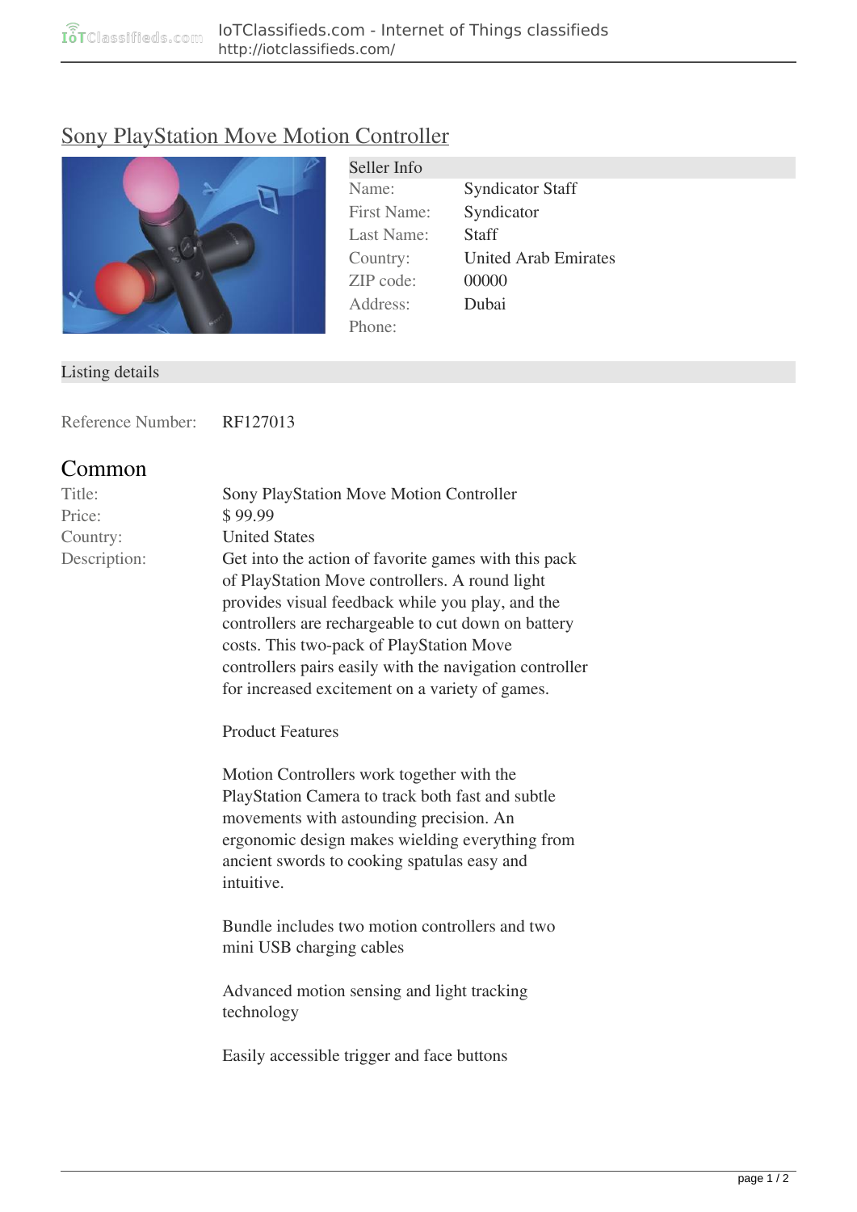# Sony PlayStation Move Motion Controller

| Seller Info | |
|---|---|
| Name: | Syndicator Staff |
| First Name: | Syndicator |
| Last Name: | Staff |
| Country: | United Arab Emirates |
| ZIP code: | 00000 |
| Address: | Dubai |
| Phone: | |

## Listing details

Reference Number: RF127013

## Common

| | |
|---|---|
| Title: | Sony PlayStation Move Motion Controller |
| Price: | $ 99.99 |
| Country: | United States |

Description:

Get into the action of favorite games with this pack of PlayStation Move controllers. A round light provides visual feedback while you play, and the controllers are rechargeable to cut down on battery costs. This two-pack of PlayStation Move controllers pairs easily with the navigation controller for increased excitement on a variety of games.

Product Features

Motion Controllers work together with the PlayStation Camera to track both fast and subtle movements with astounding precision. An ergonomic design makes wielding everything from ancient swords to cooking spatulas easy and intuitive.

Bundle includes two motion controllers and two mini USB charging cables

Advanced motion sensing and light tracking technology

Easily accessible trigger and face buttons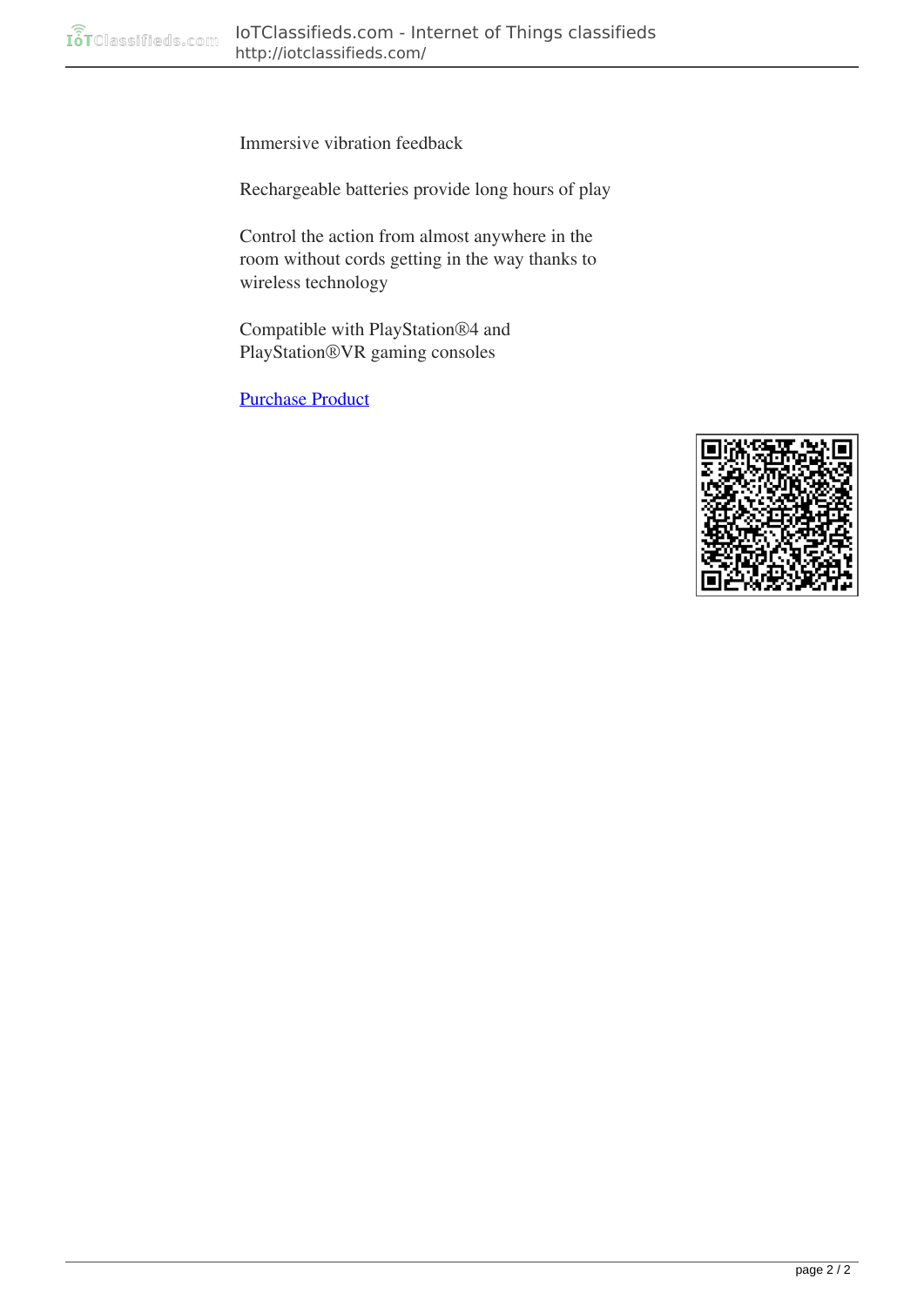Immersive vibration feedback

Rechargeable batteries provide long hours of play

Control the action from almost anywhere in the room without cords getting in the way thanks to wireless technology

Compatible with PlayStation®4 and PlayStation®VR gaming consoles

Purchase Product